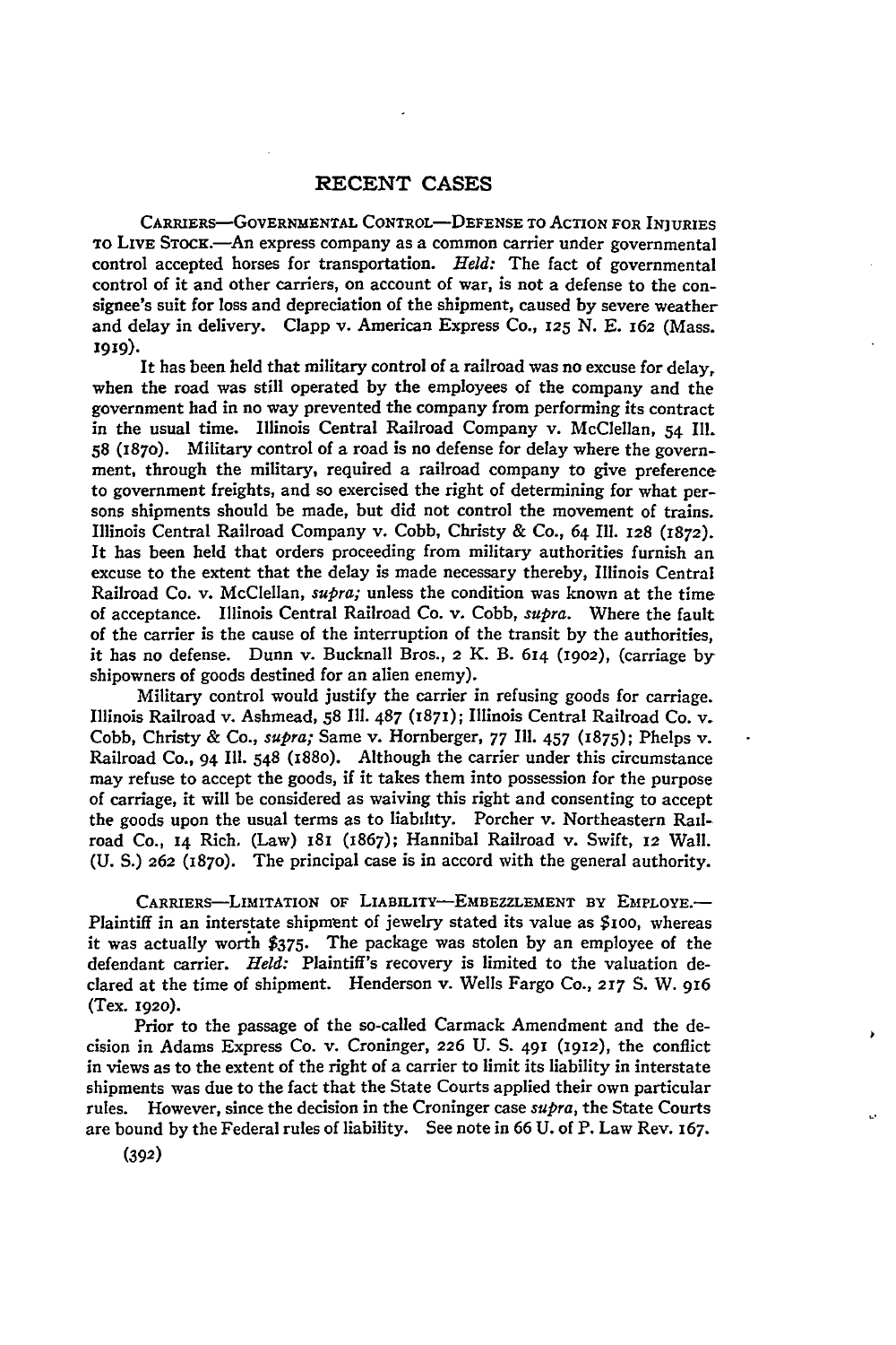## RECENT CASES

CARRIERS—GOVERNMENTAL CONTROL—DEFENSE TO ACTION FOR INJURIES TO LIVE STOCK.—An express company as a common carrier under governmental control accepted horses for transportation. *Held:* The fact of governmental control of it and other carriers, on account of war, is not a defense to the consignee's suit for loss and depreciation of the shipment, caused by severe weather and delay in delivery. Clapp v. American Express Co., 125 N. E. 162 (Mass. 1919).

It has been held that military control of a railroad was no excuse for delay, when the road was still operated by the employees of the company and the government had in no way prevented the company from performing its contract in the usual time. Illinois Central Railroad Company v. McClellan, 54 Ill. 58 (1870). Military control of a road is no defense for delay where the government, through the military, required a railroad company to give preference to government freights, and so exercised the right of determining for what persons shipments should be made, but did not control the movement of trains. Illinois Central Railroad Company v. Cobb, Christy & Co., 64 Ill. 128 (1872). It has been held that orders proceeding from military authorities furnish an excuse to the extent that the delay is made necessary thereby, Illinois Central Railroad Co. v. McClellan, *supra;* unless the condition was known at the time of acceptance. Illinois Central Railroad Co. v. Cobb, *supra.* Where the fault of the carrier is the cause of the interruption of the transit by the authorities, it has no defense. Dunn v. Bucknall Bros., 2 K. B. 614 (1902), (carriage by shipowners of goods destined for an alien enemy).

Military control would justify the carrier in refusing goods for carriage. Illinois Railroad v. Ashmead, 58 Ill. 487 (1871); Illinois Central Railroad Co. v. Cobb, Christy & Co., *supra;* Same v. Hornberger, 77 Ill. 457 (1875); Phelps v. Railroad Co., 94 Ill. 548 (1880). Although the carrier under this circumstance may refuse to accept the goods, if it takes them into possession for the purpose of carriage, it will be considered as waiving this right and consenting to accept the goods upon the usual terms as to liability. Porcher v. Northeastern Railroad Co., 14 Rich. (Law) 181 (1867); Hannibal Railroad v. Swift, 12 Wall. (U. S.) 262 (1870). The principal case is in accord with the general authority.

CARRIERS—LIMITATION OF LIABILITY—EMBEZZLEMENT BY EMPLOYE.—Plaintiff in an interstate shipment of jewelry stated its value as $100, whereas it was actually worth $375. The package was stolen by an employee of the defendant carrier. *Held:* Plaintiff's recovery is limited to the valuation declared at the time of shipment. Henderson v. Wells Fargo Co., 217 S. W. 916 (Tex. 1920).

Prior to the passage of the so-called Carmack Amendment and the decision in Adams Express Co. v. Croninger, 226 U. S. 491 (1912), the conflict in views as to the extent of the right of a carrier to limit its liability in interstate shipments was due to the fact that the State Courts applied their own particular rules. However, since the decision in the Croninger case *supra*, the State Courts are bound by the Federal rules of liability. See note in 66 U. of P. Law Rev. 167.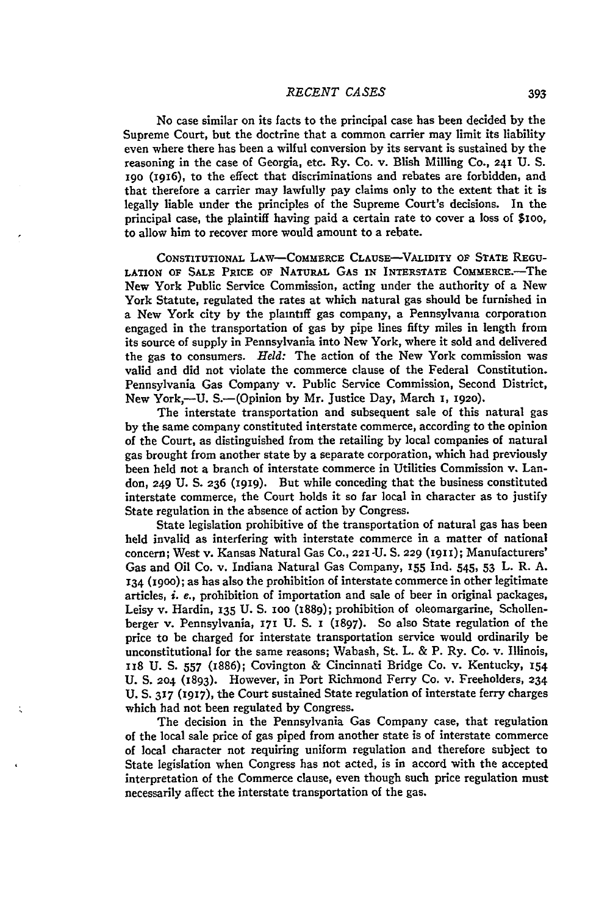No case similar on its facts to the principal case has been decided by the Supreme Court, but the doctrine that a common carrier may limit its liability even where there has been a wilful conversion by its servant is sustained by the reasoning in the case of Georgia, etc. Ry. Co. v. Blish Milling Co., 241 U. S. 190 (1916), to the effect that discriminations and rebates are forbidden, and that therefore a carrier may lawfully pay claims only to the extent that it is legally liable under the principles of the Supreme Court's decisions. In the principal case, the plaintiff having paid a certain rate to cover a loss of $100, to allow him to recover more would amount to a rebate.

CONSTITUTIONAL LAW—COMMERCE CLAUSE—VALIDITY OF STATE REGULATION OF SALE PRICE OF NATURAL GAS IN INTERSTATE COMMERCE.—The New York Public Service Commission, acting under the authority of a New York Statute, regulated the rates at which natural gas should be furnished in a New York city by the plaintiff gas company, a Pennsylvania corporation engaged in the transportation of gas by pipe lines fifty miles in length from its source of supply in Pennsylvania into New York, where it sold and delivered the gas to consumers. *Held:* The action of the New York commission was valid and did not violate the commerce clause of the Federal Constitution. Pennsylvania Gas Company v. Public Service Commission, Second District, New York,—U. S.—(Opinion by Mr. Justice Day, March 1, 1920).

The interstate transportation and subsequent sale of this natural gas by the same company constituted interstate commerce, according to the opinion of the Court, as distinguished from the retailing by local companies of natural gas brought from another state by a separate corporation, which had previously been held not a branch of interstate commerce in Utilities Commission v. Landon, 249 U. S. 236 (1919). But while conceding that the business constituted interstate commerce, the Court holds it so far local in character as to justify State regulation in the absence of action by Congress.

State legislation prohibitive of the transportation of natural gas has been held invalid as interfering with interstate commerce in a matter of national concern; West v. Kansas Natural Gas Co., 221 U. S. 229 (1911); Manufacturers' Gas and Oil Co. v. Indiana Natural Gas Company, 155 Ind. 545, 53 L. R. A. 134 (1900); as has also the prohibition of interstate commerce in other legitimate articles, *i. e.*, prohibition of importation and sale of beer in original packages, Leisy v. Hardin, 135 U. S. 100 (1889); prohibition of oleomargarine, Schollenberger v. Pennsylvania, 171 U. S. 1 (1897). So also State regulation of the price to be charged for interstate transportation service would ordinarily be unconstitutional for the same reasons; Wabash, St. L. & P. Ry. Co. v. Illinois, 118 U. S. 557 (1886); Covington & Cincinnati Bridge Co. v. Kentucky, 154 U. S. 204 (1893). However, in Port Richmond Ferry Co. v. Freeholders, 234 U. S. 317 (1917), the Court sustained State regulation of interstate ferry charges which had not been regulated by Congress.

The decision in the Pennsylvania Gas Company case, that regulation of the local sale price of gas piped from another state is of interstate commerce of local character not requiring uniform regulation and therefore subject to State legislation when Congress has not acted, is in accord with the accepted interpretation of the Commerce clause, even though such price regulation must necessarily affect the interstate transportation of the gas.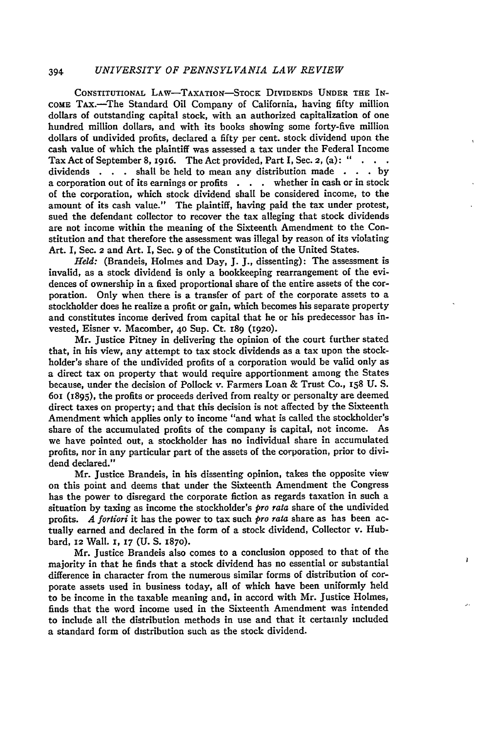CONSTITUTIONAL LAW—TAXATION—STOCK DIVIDENDS UNDER THE INCOME TAX.—The Standard Oil Company of California, having fifty million dollars of outstanding capital stock, with an authorized capitalization of one hundred million dollars, and with its books showing some forty-five million dollars of undivided profits, declared a fifty per cent. stock dividend upon the cash value of which the plaintiff was assessed a tax under the Federal Income Tax Act of September 8, 1916. The Act provided, Part I, Sec. 2, (a): " . . . dividends . . . shall be held to mean any distribution made . . . by a corporation out of its earnings or profits . . . whether in cash or in stock of the corporation, which stock dividend shall be considered income, to the amount of its cash value." The plaintiff, having paid the tax under protest, sued the defendant collector to recover the tax alleging that stock dividends are not income within the meaning of the Sixteenth Amendment to the Constitution and that therefore the assessment was illegal by reason of its violating Art. I, Sec. 2 and Art. I, Sec. 9 of the Constitution of the United States.

*Held:* (Brandeis, Holmes and Day, J. J., dissenting): The assessment is invalid, as a stock dividend is only a bookkeeping rearrangement of the evidences of ownership in a fixed proportional share of the entire assets of the corporation. Only when there is a transfer of part of the corporate assets to a stockholder does he realize a profit or gain, which becomes his separate property and constitutes income derived from capital that he or his predecessor has invested, Eisner v. Macomber, 40 Sup. Ct. 189 (1920).

Mr. Justice Pitney in delivering the opinion of the court further stated that, in his view, any attempt to tax stock dividends as a tax upon the stockholder's share of the undivided profits of a corporation would be valid only as a direct tax on property that would require apportionment among the States because, under the decision of Pollock v. Farmers Loan & Trust Co., 158 U. S. 601 (1895), the profits or proceeds derived from realty or personalty are deemed direct taxes on property; and that this decision is not affected by the Sixteenth Amendment which applies only to income "and what is called the stockholder's share of the accumulated profits of the company is capital, not income. As we have pointed out, a stockholder has no individual share in accumulated profits, nor in any particular part of the assets of the corporation, prior to dividend declared."

Mr. Justice Brandeis, in his dissenting opinion, takes the opposite view on this point and deems that under the Sixteenth Amendment the Congress has the power to disregard the corporate fiction as regards taxation in such a situation by taxing as income the stockholder's *pro rata* share of the undivided profits. *A fortiori* it has the power to tax such *pro rata* share as has been actually earned and declared in the form of a stock dividend, Collector v. Hubbard, 12 Wall. 1, 17 (U. S. 1870).

Mr. Justice Brandeis also comes to a conclusion opposed to that of the majority in that he finds that a stock dividend has no essential or substantial difference in character from the numerous similar forms of distribution of corporate assets used in business today, all of which have been uniformly held to be income in the taxable meaning and, in accord with Mr. Justice Holmes, finds that the word income used in the Sixteenth Amendment was intended to include all the distribution methods in use and that it certainly included a standard form of distribution such as the stock dividend.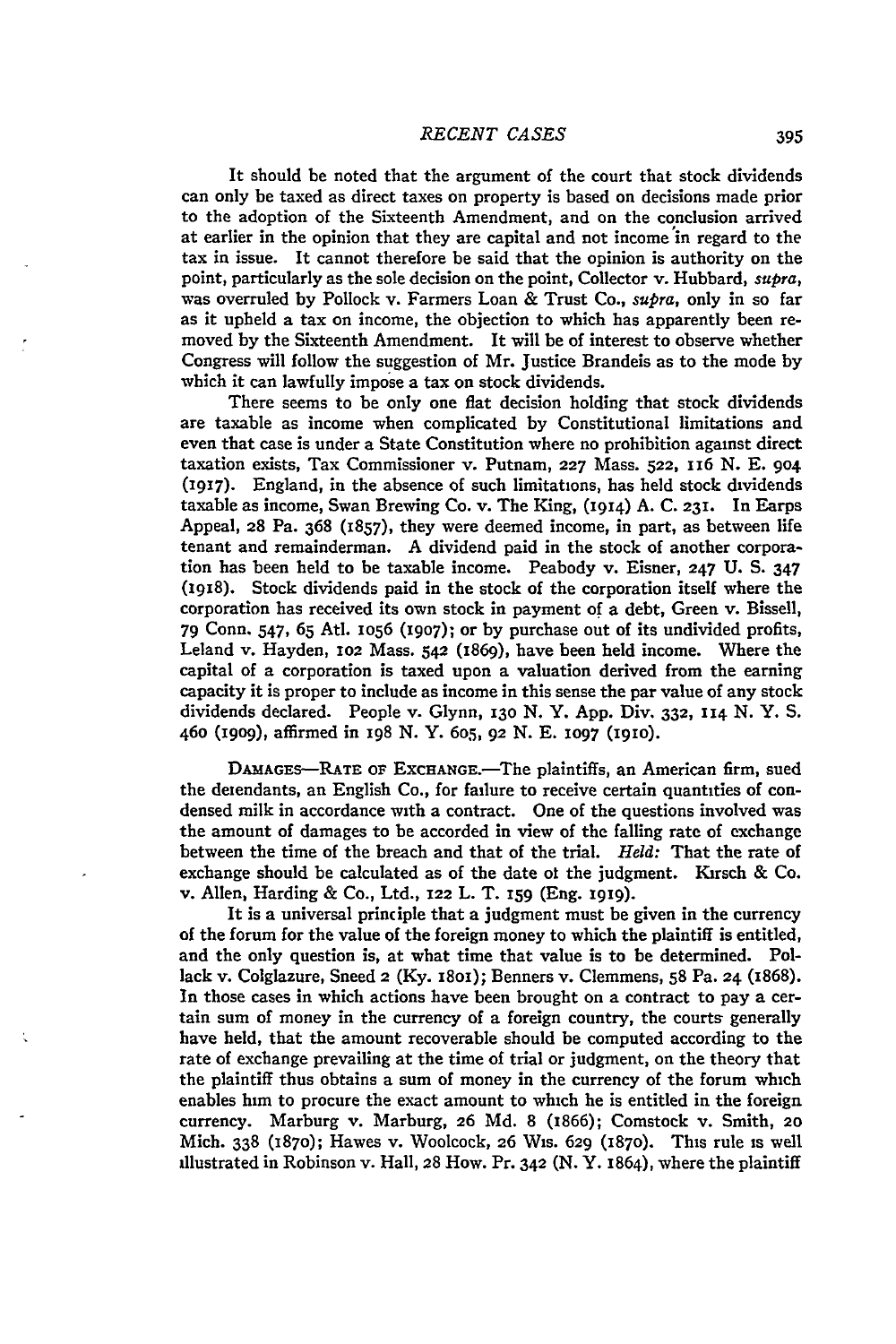It should be noted that the argument of the court that stock dividends can only be taxed as direct taxes on property is based on decisions made prior to the adoption of the Sixteenth Amendment, and on the conclusion arrived at earlier in the opinion that they are capital and not income in regard to the tax in issue. It cannot therefore be said that the opinion is authority on the point, particularly as the sole decision on the point, Collector v. Hubbard, *supra*, was overruled by Pollock v. Farmers Loan & Trust Co., *supra*, only in so far as it upheld a tax on income, the objection to which has apparently been removed by the Sixteenth Amendment. It will be of interest to observe whether Congress will follow the suggestion of Mr. Justice Brandeis as to the mode by which it can lawfully impose a tax on stock dividends.

There seems to be only one flat decision holding that stock dividends are taxable as income when complicated by Constitutional limitations and even that case is under a State Constitution where no prohibition against direct taxation exists, Tax Commissioner v. Putnam, 227 Mass. 522, 116 N. E. 904 (1917). England, in the absence of such limitations, has held stock dividends taxable as income, Swan Brewing Co. v. The King, (1914) A. C. 231. In Earps Appeal, 28 Pa. 368 (1857), they were deemed income, in part, as between life tenant and remainderman. A dividend paid in the stock of another corporation has been held to be taxable income. Peabody v. Eisner, 247 U. S. 347 (1918). Stock dividends paid in the stock of the corporation itself where the corporation has received its own stock in payment of a debt, Green v. Bissell, 79 Conn. 547, 65 Atl. 1056 (1907); or by purchase out of its undivided profits, Leland v. Hayden, 102 Mass. 542 (1869), have been held income. Where the capital of a corporation is taxed upon a valuation derived from the earning capacity it is proper to include as income in this sense the par value of any stock dividends declared. People v. Glynn, 130 N. Y. App. Div. 332, 114 N. Y. S. 460 (1909), affirmed in 198 N. Y. 605, 92 N. E. 1097 (1910).

DAMAGES—RATE OF EXCHANGE.—The plaintiffs, an American firm, sued the defendants, an English Co., for failure to receive certain quantities of condensed milk in accordance with a contract. One of the questions involved was the amount of damages to be accorded in view of the falling rate of exchange between the time of the breach and that of the trial. *Held:* That the rate of exchange should be calculated as of the date of the judgment. Kirsch & Co. v. Allen, Harding & Co., Ltd., 122 L. T. 159 (Eng. 1919).

It is a universal principle that a judgment must be given in the currency of the forum for the value of the foreign money to which the plaintiff is entitled, and the only question is, at what time that value is to be determined. Pollack v. Colglazure, Sneed 2 (Ky. 1801); Benners v. Clemmens, 58 Pa. 24 (1868). In those cases in which actions have been brought on a contract to pay a certain sum of money in the currency of a foreign country, the courts generally have held, that the amount recoverable should be computed according to the rate of exchange prevailing at the time of trial or judgment, on the theory that the plaintiff thus obtains a sum of money in the currency of the forum which enables him to procure the exact amount to which he is entitled in the foreign currency. Marburg v. Marburg, 26 Md. 8 (1866); Comstock v. Smith, 20 Mich. 338 (1870); Hawes v. Woolcock, 26 Wis. 629 (1870). This rule is well illustrated in Robinson v. Hall, 28 How. Pr. 342 (N. Y. 1864), where the plaintiff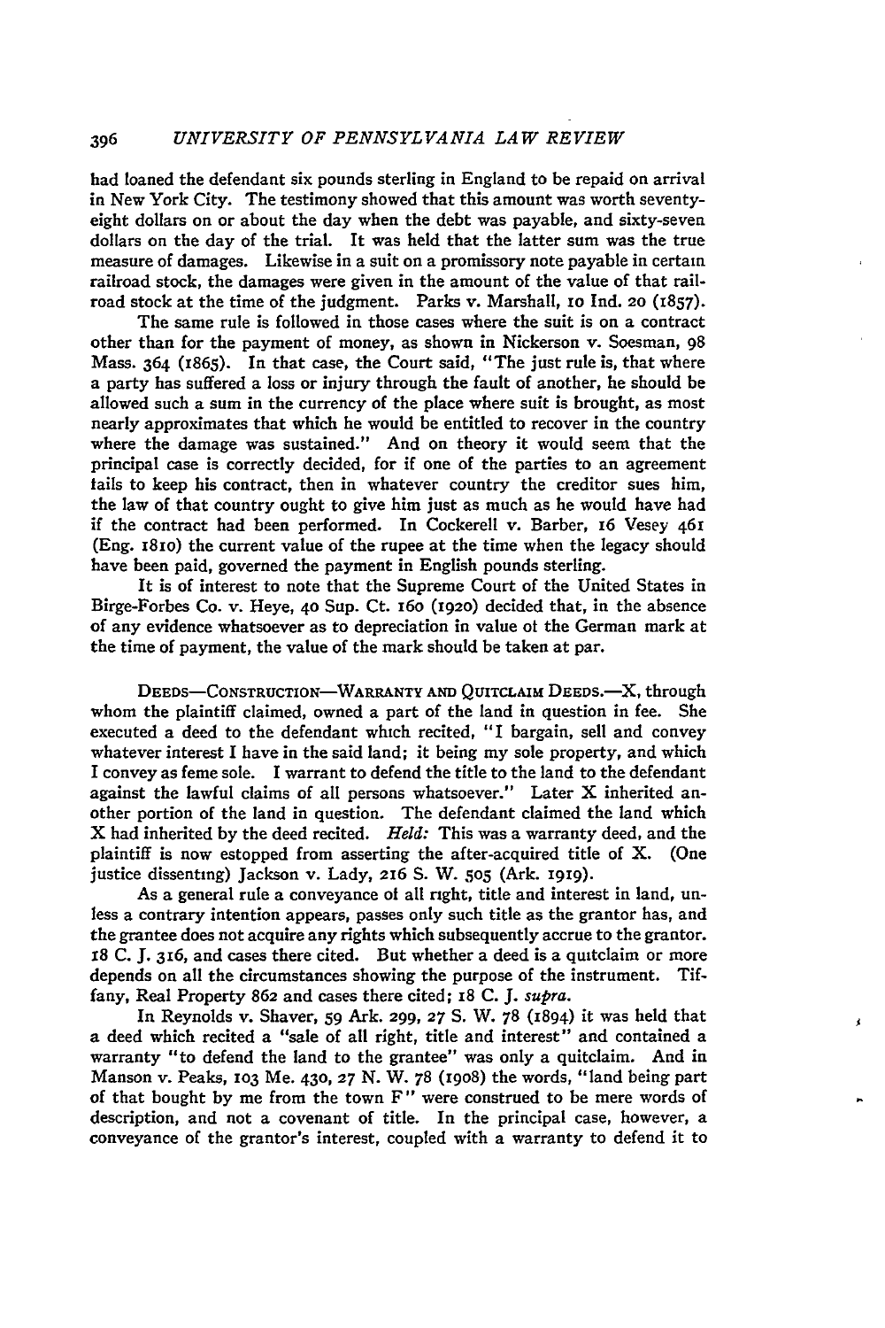had loaned the defendant six pounds sterling in England to be repaid on arrival in New York City. The testimony showed that this amount was worth seventy-eight dollars on or about the day when the debt was payable, and sixty-seven dollars on the day of the trial. It was held that the latter sum was the true measure of damages. Likewise in a suit on a promissory note payable in certain railroad stock, the damages were given in the amount of the value of that railroad stock at the time of the judgment. Parks v. Marshall, 10 Ind. 20 (1857).

The same rule is followed in those cases where the suit is on a contract other than for the payment of money, as shown in Nickerson v. Soesman, 98 Mass. 364 (1865). In that case, the Court said, "The just rule is, that where a party has suffered a loss or injury through the fault of another, he should be allowed such a sum in the currency of the place where suit is brought, as most nearly approximates that which he would be entitled to recover in the country where the damage was sustained." And on theory it would seem that the principal case is correctly decided, for if one of the parties to an agreement fails to keep his contract, then in whatever country the creditor sues him, the law of that country ought to give him just as much as he would have had if the contract had been performed. In Cockerell v. Barber, 16 Vesey 461 (Eng. 1810) the current value of the rupee at the time when the legacy should have been paid, governed the payment in English pounds sterling.

It is of interest to note that the Supreme Court of the United States in Birge-Forbes Co. v. Heye, 40 Sup. Ct. 160 (1920) decided that, in the absence of any evidence whatsoever as to depreciation in value of the German mark at the time of payment, the value of the mark should be taken at par.

DEEDS—CONSTRUCTION—WARRANTY AND QUITCLAIM DEEDS.—X, through whom the plaintiff claimed, owned a part of the land in question in fee. She executed a deed to the defendant which recited, "I bargain, sell and convey whatever interest I have in the said land; it being my sole property, and which I convey as feme sole. I warrant to defend the title to the land to the defendant against the lawful claims of all persons whatsoever." Later X inherited another portion of the land in question. The defendant claimed the land which X had inherited by the deed recited. *Held:* This was a warranty deed, and the plaintiff is now estopped from asserting the after-acquired title of X. (One justice dissenting) Jackson v. Lady, 216 S. W. 505 (Ark. 1919).

As a general rule a conveyance of all right, title and interest in land, unless a contrary intention appears, passes only such title as the grantor has, and the grantee does not acquire any rights which subsequently accrue to the grantor. 18 C. J. 316, and cases there cited. But whether a deed is a quitclaim or more depends on all the circumstances showing the purpose of the instrument. Tiffany, Real Property 862 and cases there cited; 18 C. J. *supra*.

In Reynolds v. Shaver, 59 Ark. 299, 27 S. W. 78 (1894) it was held that a deed which recited a "sale of all right, title and interest" and contained a warranty "to defend the land to the grantee" was only a quitclaim. And in Manson v. Peaks, 103 Me. 430, 27 N. W. 78 (1908) the words, "land being part of that bought by me from the town F" were construed to be mere words of description, and not a covenant of title. In the principal case, however, a conveyance of the grantor's interest, coupled with a warranty to defend it to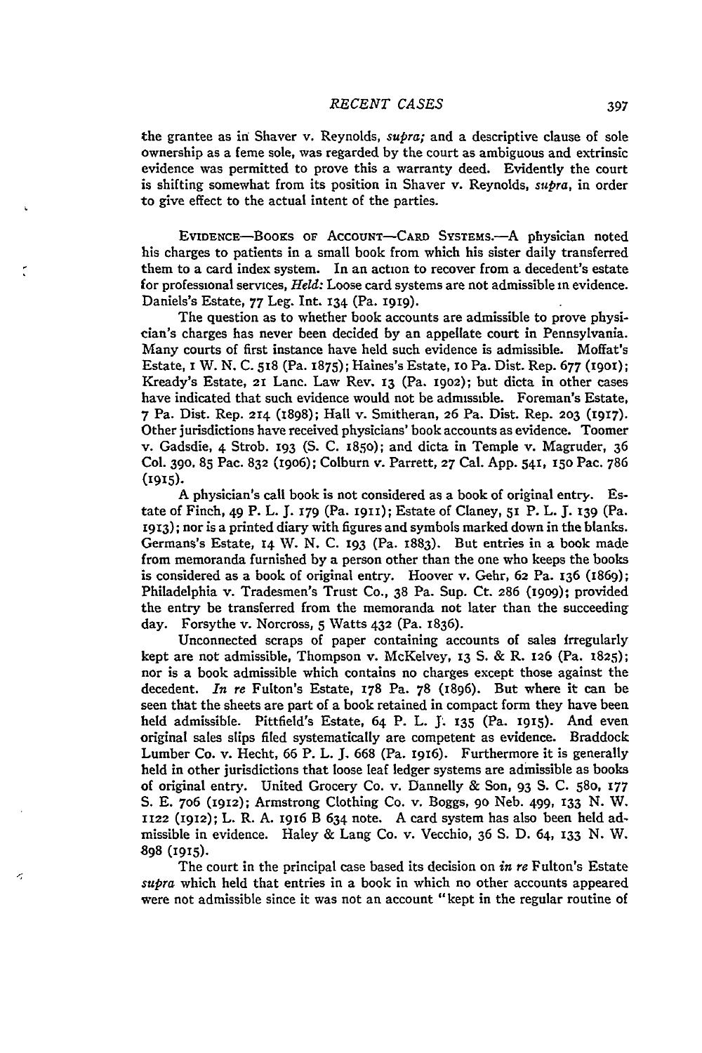the grantee as in Shaver v. Reynolds, *supra;* and a descriptive clause of sole ownership as a feme sole, was regarded by the court as ambiguous and extrinsic evidence was permitted to prove this a warranty deed. Evidently the court is shifting somewhat from its position in Shaver v. Reynolds, *supra*, in order to give effect to the actual intent of the parties.

EVIDENCE—BOOKS OF ACCOUNT—CARD SYSTEMS.—A physician noted his charges to patients in a small book from which his sister daily transferred them to a card index system. In an action to recover from a decedent's estate for professional services, *Held:* Loose card systems are not admissible in evidence. Daniels's Estate, 77 Leg. Int. 134 (Pa. 1919).

The question as to whether book accounts are admissible to prove physician's charges has never been decided by an appellate court in Pennsylvania. Many courts of first instance have held such evidence is admissible. Moffat's Estate, 1 W. N. C. 518 (Pa. 1875); Haines's Estate, 10 Pa. Dist. Rep. 677 (1901); Kready's Estate, 21 Lanc. Law Rev. 13 (Pa. 1902); but dicta in other cases have indicated that such evidence would not be admissible. Foreman's Estate, 7 Pa. Dist. Rep. 214 (1898); Hall v. Smitheran, 26 Pa. Dist. Rep. 203 (1917). Other jurisdictions have received physicians' book accounts as evidence. Toomer v. Gadsdie, 4 Strob. 193 (S. C. 1850); and dicta in Temple v. Magruder, 36 Col. 390, 85 Pac. 832 (1906); Colburn v. Parrett, 27 Cal. App. 541, 150 Pac. 786 (1915).

A physician's call book is not considered as a book of original entry. Estate of Finch, 49 P. L. J. 179 (Pa. 1911); Estate of Claney, 51 P. L. J. 139 (Pa. 1913); nor is a printed diary with figures and symbols marked down in the blanks. Germans's Estate, 14 W. N. C. 193 (Pa. 1883). But entries in a book made from memoranda furnished by a person other than the one who keeps the books is considered as a book of original entry. Hoover v. Gehr, 62 Pa. 136 (1869); Philadelphia v. Tradesmen's Trust Co., 38 Pa. Sup. Ct. 286 (1909); provided the entry be transferred from the memoranda not later than the succeeding day. Forsythe v. Norcross, 5 Watts 432 (Pa. 1836).

Unconnected scraps of paper containing accounts of sales irregularly kept are not admissible, Thompson v. McKelvey, 13 S. & R. 126 (Pa. 1825); nor is a book admissible which contains no charges except those against the decedent. *In re* Fulton's Estate, 178 Pa. 78 (1896). But where it can be seen that the sheets are part of a book retained in compact form they have been held admissible. Pittfield's Estate, 64 P. L. J. 135 (Pa. 1915). And even original sales slips filed systematically are competent as evidence. Braddock Lumber Co. v. Hecht, 66 P. L. J. 668 (Pa. 1916). Furthermore it is generally held in other jurisdictions that loose leaf ledger systems are admissible as books of original entry. United Grocery Co. v. Dannelly & Son, 93 S. C. 580, 177 S. E. 706 (1912); Armstrong Clothing Co. v. Boggs, 90 Neb. 499, 133 N. W. 1122 (1912); L. R. A. 1916 B 634 note. A card system has also been held admissible in evidence. Haley & Lang Co. v. Vecchio, 36 S. D. 64, 133 N. W. 898 (1915).

The court in the principal case based its decision on *in re* Fulton's Estate *supra* which held that entries in a book in which no other accounts appeared were not admissible since it was not an account "kept in the regular routine of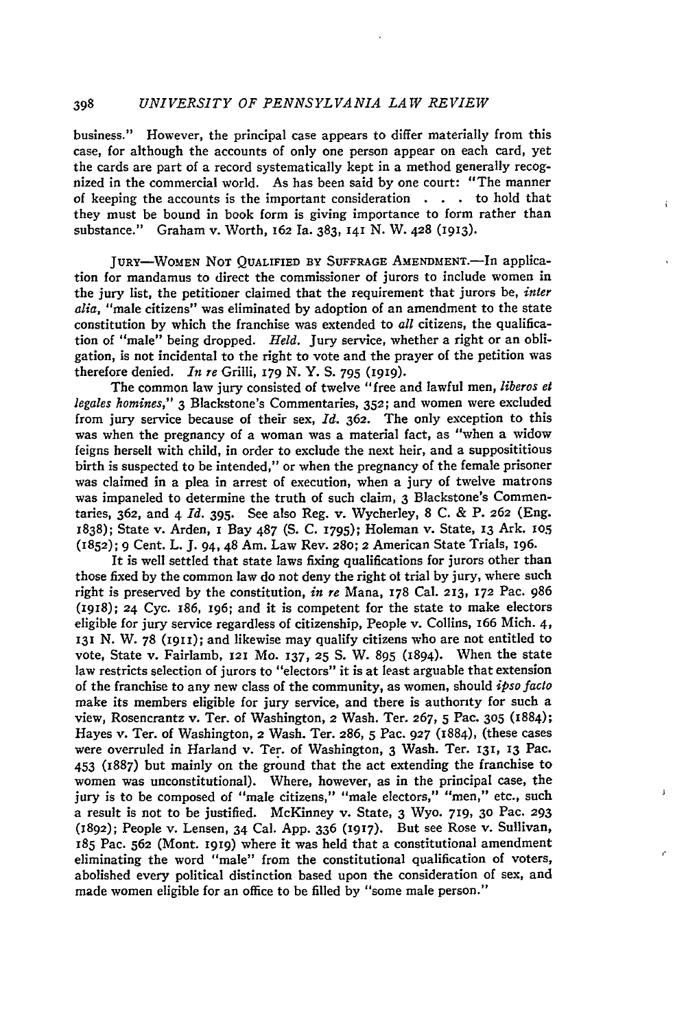business." However, the principal case appears to differ materially from this case, for although the accounts of only one person appear on each card, yet the cards are part of a record systematically kept in a method generally recognized in the commercial world. As has been said by one court: "The manner of keeping the accounts is the important consideration . . . to hold that they must be bound in book form is giving importance to form rather than substance." Graham v. Worth, 162 Ia. 383, 141 N. W. 428 (1913).

JURY—WOMEN NOT QUALIFIED BY SUFFRAGE AMENDMENT.—In application for mandamus to direct the commissioner of jurors to include women in the jury list, the petitioner claimed that the requirement that jurors be, *inter alia*, "male citizens" was eliminated by adoption of an amendment to the state constitution by which the franchise was extended to *all* citizens, the qualification of "male" being dropped. *Held.* Jury service, whether a right or an obligation, is not incidental to the right to vote and the prayer of the petition was therefore denied. *In re* Grilli, 179 N. Y. S. 795 (1919).

The common law jury consisted of twelve "free and lawful men, *liberos et legales homines*," 3 Blackstone's Commentaries, 352; and women were excluded from jury service because of their sex, *Id.* 362. The only exception to this was when the pregnancy of a woman was a material fact, as "when a widow feigns herself with child, in order to exclude the next heir, and a supposititious birth is suspected to be intended," or when the pregnancy of the female prisoner was claimed in a plea in arrest of execution, when a jury of twelve matrons was impaneled to determine the truth of such claim, 3 Blackstone's Commentaries, 362, and 4 *Id.* 395. See also Reg. v. Wycherley, 8 C. & P. 262 (Eng. 1838); State v. Arden, 1 Bay 487 (S. C. 1795); Holeman v. State, 13 Ark. 105 (1852); 9 Cent. L. J. 94, 48 Am. Law Rev. 280; 2 American State Trials, 196.

It is well settled that state laws fixing qualifications for jurors other than those fixed by the common law do not deny the right of trial by jury, where such right is preserved by the constitution, *in re* Mana, 178 Cal. 213, 172 Pac. 986 (1918); 24 Cyc. 186, 196; and it is competent for the state to make electors eligible for jury service regardless of citizenship, People v. Collins, 166 Mich. 4, 131 N. W. 78 (1911); and likewise may qualify citizens who are not entitled to vote, State v. Fairlamb, 121 Mo. 137, 25 S. W. 895 (1894). When the state law restricts selection of jurors to "electors" it is at least arguable that extension of the franchise to any new class of the community, as women, should *ipso facto* make its members eligible for jury service, and there is authority for such a view, Rosencrantz v. Ter. of Washington, 2 Wash. Ter. 267, 5 Pac. 305 (1884); Hayes v. Ter. of Washington, 2 Wash. Ter. 286, 5 Pac. 927 (1884), (these cases were overruled in Harland v. Ter. of Washington, 3 Wash. Ter. 131, 13 Pac. 453 (1887) but mainly on the ground that the act extending the franchise to women was unconstitutional). Where, however, as in the principal case, the jury is to be composed of "male citizens," "male electors," "men," etc., such a result is not to be justified. McKinney v. State, 3 Wyo. 719, 30 Pac. 293 (1892); People v. Lensen, 34 Cal. App. 336 (1917). But see Rose v. Sullivan, 185 Pac. 562 (Mont. 1919) where it was held that a constitutional amendment eliminating the word "male" from the constitutional qualification of voters, abolished every political distinction based upon the consideration of sex, and made women eligible for an office to be filled by "some male person."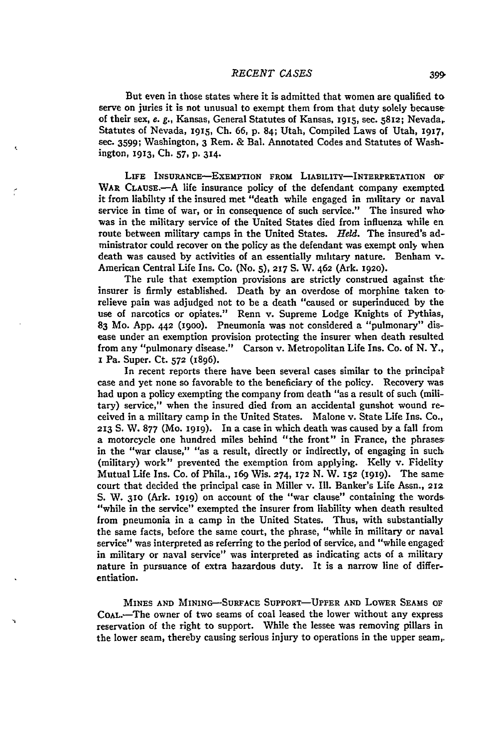But even in those states where it is admitted that women are qualified to serve on juries it is not unusual to exempt them from that duty solely because of their sex, *e. g.*, Kansas, General Statutes of Kansas, 1915, sec. 5812; Nevada, Statutes of Nevada, 1915, Ch. 66, p. 84; Utah, Compiled Laws of Utah, 1917, sec. 3599; Washington, 3 Rem. & Bal. Annotated Codes and Statutes of Washington, 1913, Ch. 57, p. 314.

LIFE INSURANCE—EXEMPTION FROM LIABILITY—INTERPRETATION OF WAR CLAUSE.—A life insurance policy of the defendant company exempted it from liability if the insured met "death while engaged in military or naval service in time of war, or in consequence of such service." The insured who was in the military service of the United States died from influenza while en route between military camps in the United States. *Held.* The insured's administrator could recover on the policy as the defendant was exempt only when death was caused by activities of an essentially military nature. Benham v. American Central Life Ins. Co. (No. 5), 217 S. W. 462 (Ark. 1920).

The rule that exemption provisions are strictly construed against the insurer is firmly established. Death by an overdose of morphine taken to relieve pain was adjudged not to be a death "caused or superinduced by the use of narcotics or opiates." Renn v. Supreme Lodge Knights of Pythias, 83 Mo. App. 442 (1900). Pneumonia was not considered a "pulmonary" disease under an exemption provision protecting the insurer when death resulted from any "pulmonary disease." Carson v. Metropolitan Life Ins. Co. of N. Y., 1 Pa. Super. Ct. 572 (1896).

In recent reports there have been several cases similar to the principal case and yet none so favorable to the beneficiary of the policy. Recovery was had upon a policy exempting the company from death "as a result of such (military) service," when the insured died from an accidental gunshot wound received in a military camp in the United States. Malone v. State Life Ins. Co., 213 S. W. 877 (Mo. 1919). In a case in which death was caused by a fall from a motorcycle one hundred miles behind "the front" in France, the phrases in the "war clause," "as a result, directly or indirectly, of engaging in such (military) work" prevented the exemption from applying. Kelly v. Fidelity Mutual Life Ins. Co. of Phila., 169 Wis. 274, 172 N. W. 152 (1919). The same court that decided the principal case in Miller v. Ill. Banker's Life Assn., 212 S. W. 310 (Ark. 1919) on account of the "war clause" containing the words "while in the service" exempted the insurer from liability when death resulted from pneumonia in a camp in the United States. Thus, with substantially the same facts, before the same court, the phrase, "while in military or naval service" was interpreted as referring to the period of service, and "while engaged in military or naval service" was interpreted as indicating acts of a military nature in pursuance of extra hazardous duty. It is a narrow line of differentiation.

MINES AND MINING—SURFACE SUPPORT—UPPER AND LOWER SEAMS OF COAL.—The owner of two seams of coal leased the lower without any express reservation of the right to support. While the lessee was removing pillars in the lower seam, thereby causing serious injury to operations in the upper seam,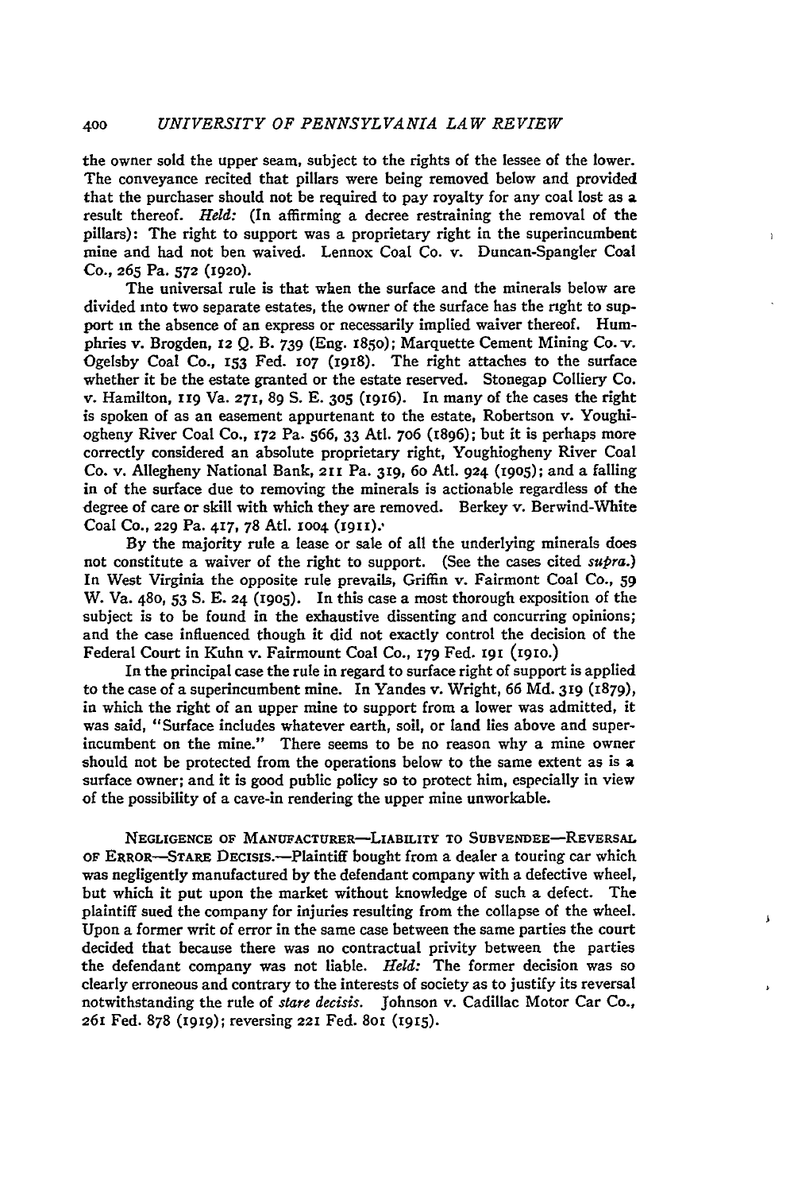the owner sold the upper seam, subject to the rights of the lessee of the lower. The conveyance recited that pillars were being removed below and provided that the purchaser should not be required to pay royalty for any coal lost as a result thereof. *Held:* (In affirming a decree restraining the removal of the pillars): The right to support was a proprietary right in the superincumbent mine and had not ben waived. Lennox Coal Co. v. Duncan-Spangler Coal Co., 265 Pa. 572 (1920).

The universal rule is that when the surface and the minerals below are divided into two separate estates, the owner of the surface has the right to support in the absence of an express or necessarily implied waiver thereof. Humphries v. Brogden, 12 Q. B. 739 (Eng. 1850); Marquette Cement Mining Co. v. Ogelsby Coal Co., 153 Fed. 107 (1918). The right attaches to the surface whether it be the estate granted or the estate reserved. Stonegap Colliery Co. v. Hamilton, 119 Va. 271, 89 S. E. 305 (1916). In many of the cases the right is spoken of as an easement appurtenant to the estate, Robertson v. Youghiogheny River Coal Co., 172 Pa. 566, 33 Atl. 706 (1896); but it is perhaps more correctly considered an absolute proprietary right, Youghiogheny River Coal Co. v. Allegheny National Bank, 211 Pa. 319, 60 Atl. 924 (1905); and a falling in of the surface due to removing the minerals is actionable regardless of the degree of care or skill with which they are removed. Berkey v. Berwind-White Coal Co., 229 Pa. 417, 78 Atl. 1004 (1911).

By the majority rule a lease or sale of all the underlying minerals does not constitute a waiver of the right to support. (See the cases cited *supra.*) In West Virginia the opposite rule prevails, Griffin v. Fairmont Coal Co., 59 W. Va. 480, 53 S. E. 24 (1905). In this case a most thorough exposition of the subject is to be found in the exhaustive dissenting and concurring opinions; and the case influenced though it did not exactly control the decision of the Federal Court in Kuhn v. Fairmount Coal Co., 179 Fed. 191 (1910.)

In the principal case the rule in regard to surface right of support is applied to the case of a superincumbent mine. In Yandes v. Wright, 66 Md. 319 (1879), in which the right of an upper mine to support from a lower was admitted, it was said, "Surface includes whatever earth, soil, or land lies above and superincumbent on the mine." There seems to be no reason why a mine owner should not be protected from the operations below to the same extent as is a surface owner; and it is good public policy so to protect him, especially in view of the possibility of a cave-in rendering the upper mine unworkable.

NEGLIGENCE OF MANUFACTURER—LIABILITY TO SUBVENDEE—REVERSAL OF ERROR—STARE DECISIS.—Plaintiff bought from a dealer a touring car which was negligently manufactured by the defendant company with a defective wheel, but which it put upon the market without knowledge of such a defect. The plaintiff sued the company for injuries resulting from the collapse of the wheel. Upon a former writ of error in the same case between the same parties the court decided that because there was no contractual privity between the parties the defendant company was not liable. *Held:* The former decision was so clearly erroneous and contrary to the interests of society as to justify its reversal notwithstanding the rule of *stare decisis.* Johnson v. Cadillac Motor Car Co., 261 Fed. 878 (1919); reversing 221 Fed. 801 (1915).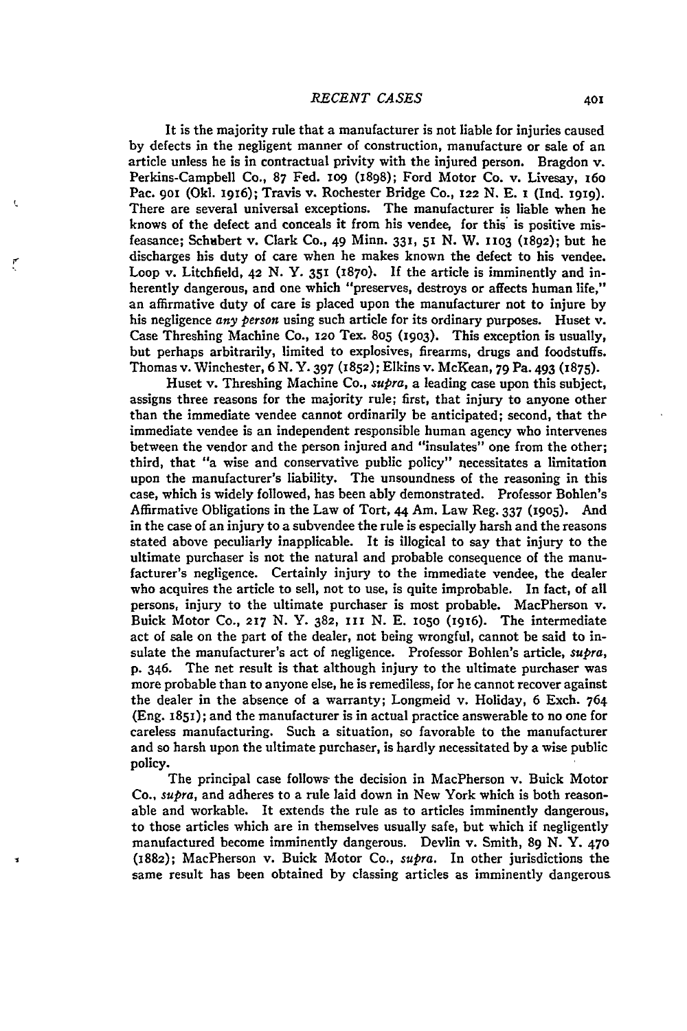It is the majority rule that a manufacturer is not liable for injuries caused by defects in the negligent manner of construction, manufacture or sale of an article unless he is in contractual privity with the injured person. Bragdon v. Perkins-Campbell Co., 87 Fed. 109 (1898); Ford Motor Co. v. Livesay, 160 Pac. 901 (Okl. 1916); Travis v. Rochester Bridge Co., 122 N. E. 1 (Ind. 1919). There are several universal exceptions. The manufacturer is liable when he knows of the defect and conceals it from his vendee, for this is positive misfeasance; Schubert v. Clark Co., 49 Minn. 331, 51 N. W. 1103 (1892); but he discharges his duty of care when he makes known the defect to his vendee. Loop v. Litchfield, 42 N. Y. 351 (1870). If the article is imminently and inherently dangerous, and one which "preserves, destroys or affects human life," an affirmative duty of care is placed upon the manufacturer not to injure by his negligence *any person* using such article for its ordinary purposes. Huset v. Case Threshing Machine Co., 120 Tex. 805 (1903). This exception is usually, but perhaps arbitrarily, limited to explosives, firearms, drugs and foodstuffs. Thomas v. Winchester, 6 N. Y. 397 (1852); Elkins v. McKean, 79 Pa. 493 (1875).

Huset v. Threshing Machine Co., *supra*, a leading case upon this subject, assigns three reasons for the majority rule; first, that injury to anyone other than the immediate vendee cannot ordinarily be anticipated; second, that the immediate vendee is an independent responsible human agency who intervenes between the vendor and the person injured and "insulates" one from the other; third, that "a wise and conservative public policy" necessitates a limitation upon the manufacturer's liability. The unsoundness of the reasoning in this case, which is widely followed, has been ably demonstrated. Professor Bohlen's Affirmative Obligations in the Law of Tort, 44 Am. Law Reg. 337 (1905). And in the case of an injury to a subvendee the rule is especially harsh and the reasons stated above peculiarly inapplicable. It is illogical to say that injury to the ultimate purchaser is not the natural and probable consequence of the manufacturer's negligence. Certainly injury to the immediate vendee, the dealer who acquires the article to sell, not to use, is quite improbable. In fact, of all persons, injury to the ultimate purchaser is most probable. MacPherson v. Buick Motor Co., 217 N. Y. 382, 111 N. E. 1050 (1916). The intermediate act of sale on the part of the dealer, not being wrongful, cannot be said to insulate the manufacturer's act of negligence. Professor Bohlen's article, *supra*, p. 346. The net result is that although injury to the ultimate purchaser was more probable than to anyone else, he is remediless, for he cannot recover against the dealer in the absence of a warranty; Longmeid v. Holiday, 6 Exch. 764 (Eng. 1851); and the manufacturer is in actual practice answerable to no one for careless manufacturing. Such a situation, so favorable to the manufacturer and so harsh upon the ultimate purchaser, is hardly necessitated by a wise public policy.

The principal case follows the decision in MacPherson v. Buick Motor Co., *supra*, and adheres to a rule laid down in New York which is both reasonable and workable. It extends the rule as to articles imminently dangerous, to those articles which are in themselves usually safe, but which if negligently manufactured become imminently dangerous. Devlin v. Smith, 89 N. Y. 470 (1882); MacPherson v. Buick Motor Co., *supra*. In other jurisdictions the same result has been obtained by classing articles as imminently dangerous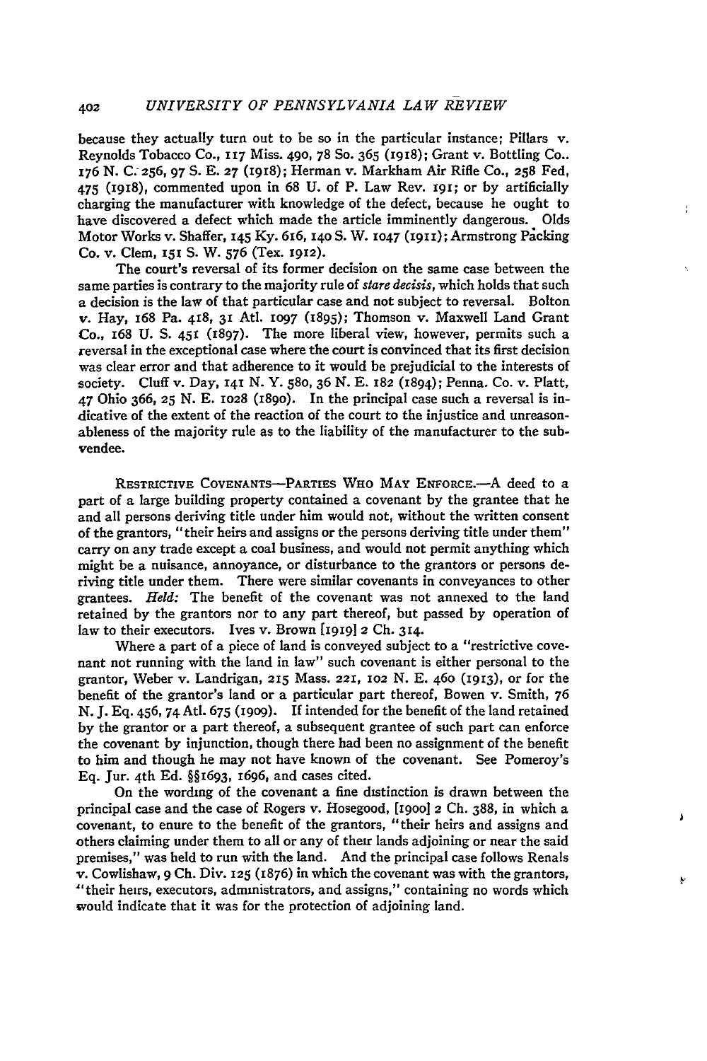because they actually turn out to be so in the particular instance; Pillars v. Reynolds Tobacco Co., 117 Miss. 490, 78 So. 365 (1918); Grant v. Bottling Co., 176 N. C. 256, 97 S. E. 27 (1918); Herman v. Markham Air Rifle Co., 258 Fed, 475 (1918), commented upon in 68 U. of P. Law Rev. 191; or by artificially charging the manufacturer with knowledge of the defect, because he ought to have discovered a defect which made the article imminently dangerous. Olds Motor Works v. Shaffer, 145 Ky. 616, 140 S. W. 1047 (1911); Armstrong Packing Co. v. Clem, 151 S. W. 576 (Tex. 1912).

The court's reversal of its former decision on the same case between the same parties is contrary to the majority rule of *stare decisis*, which holds that such a decision is the law of that particular case and not subject to reversal. Bolton v. Hay, 168 Pa. 418, 31 Atl. 1097 (1895); Thomson v. Maxwell Land Grant Co., 168 U. S. 451 (1897). The more liberal view, however, permits such a reversal in the exceptional case where the court is convinced that its first decision was clear error and that adherence to it would be prejudicial to the interests of society. Cluff v. Day, 141 N. Y. 580, 36 N. E. 182 (1894); Penna. Co. v. Platt, 47 Ohio 366, 25 N. E. 1028 (1890). In the principal case such a reversal is indicative of the extent of the reaction of the court to the injustice and unreasonableness of the majority rule as to the liability of the manufacturer to the subvendee.

RESTRICTIVE COVENANTS—PARTIES WHO MAY ENFORCE.—A deed to a part of a large building property contained a covenant by the grantee that he and all persons deriving title under him would not, without the written consent of the grantors, "their heirs and assigns or the persons deriving title under them" carry on any trade except a coal business, and would not permit anything which might be a nuisance, annoyance, or disturbance to the grantors or persons deriving title under them. There were similar covenants in conveyances to other grantees. *Held:* The benefit of the covenant was not annexed to the land retained by the grantors nor to any part thereof, but passed by operation of law to their executors. Ives v. Brown [1919] 2 Ch. 314.

Where a part of a piece of land is conveyed subject to a "restrictive covenant not running with the land in law" such covenant is either personal to the grantor, Weber v. Landrigan, 215 Mass. 221, 102 N. E. 460 (1913), or for the benefit of the grantor's land or a particular part thereof, Bowen v. Smith, 76 N. J. Eq. 456, 74 Atl. 675 (1909). If intended for the benefit of the land retained by the grantor or a part thereof, a subsequent grantee of such part can enforce the covenant by injunction, though there had been no assignment of the benefit to him and though he may not have known of the covenant. See Pomeroy's Eq. Jur. 4th Ed. §§1693, 1696, and cases cited.

On the wording of the covenant a fine distinction is drawn between the principal case and the case of Rogers v. Hosegood, [1900] 2 Ch. 388, in which a covenant, to enure to the benefit of the grantors, "their heirs and assigns and others claiming under them to all or any of their lands adjoining or near the said premises," was held to run with the land. And the principal case follows Renals v. Cowlishaw, 9 Ch. Div. 125 (1876) in which the covenant was with the grantors, "their heirs, executors, administrators, and assigns," containing no words which would indicate that it was for the protection of adjoining land.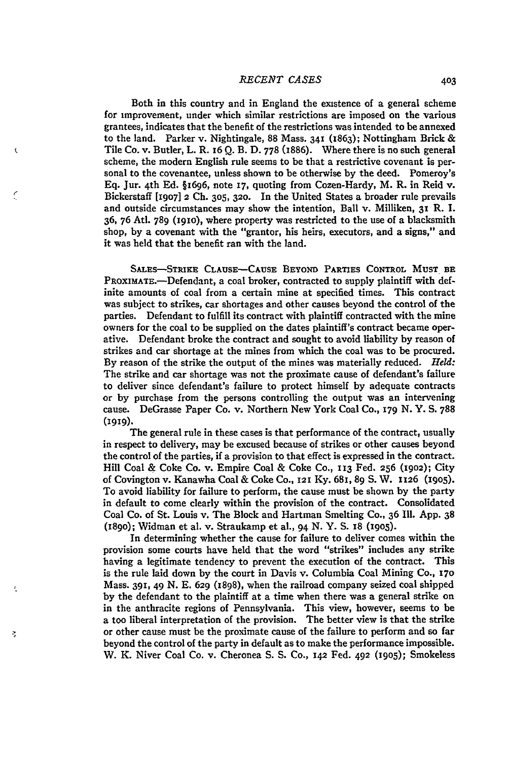Both in this country and in England the existence of a general scheme for improvement, under which similar restrictions are imposed on the various grantees, indicates that the benefit of the restrictions was intended to be annexed to the land. Parker v. Nightingale, 88 Mass. 341 (1863); Nottingham Brick & Tile Co. v. Butler, L. R. 16 Q. B. D. 778 (1886). Where there is no such general scheme, the modern English rule seems to be that a restrictive covenant is personal to the covenantee, unless shown to be otherwise by the deed. Pomeroy's Eq. Jur. 4th Ed. §1696, note 17, quoting from Cozen-Hardy, M. R. in Reid v. Bickerstaff [1907] 2 Ch. 305, 320. In the United States a broader rule prevails and outside circumstances may show the intention, Ball v. Milliken, 31 R. I. 36, 76 Atl. 789 (1910), where property was restricted to the use of a blacksmith shop, by a covenant with the "grantor, his heirs, executors, and a signs," and it was held that the benefit ran with the land.

SALES—STRIKE CLAUSE—CAUSE BEYOND PARTIES CONTROL MUST BE PROXIMATE.—Defendant, a coal broker, contracted to supply plaintiff with definite amounts of coal from a certain mine at specified times. This contract was subject to strikes, car shortages and other causes beyond the control of the parties. Defendant to fulfill its contract with plaintiff contracted with the mine owners for the coal to be supplied on the dates plaintiff's contract became operative. Defendant broke the contract and sought to avoid liability by reason of strikes and car shortage at the mines from which the coal was to be procured. By reason of the strike the output of the mines was materially reduced. *Held:* The strike and car shortage was not the proximate cause of defendant's failure to deliver since defendant's failure to protect himself by adequate contracts or by purchase from the persons controlling the output was an intervening cause. DeGrasse Paper Co. v. Northern New York Coal Co., 179 N. Y. S. 788 (1919).

The general rule in these cases is that performance of the contract, usually in respect to delivery, may be excused because of strikes or other causes beyond the control of the parties, if a provision to that effect is expressed in the contract. Hill Coal & Coke Co. v. Empire Coal & Coke Co., 113 Fed. 256 (1902); City of Covington v. Kanawha Coal & Coke Co., 121 Ky. 681, 89 S. W. 1126 (1905). To avoid liability for failure to perform, the cause must be shown by the party in default to come clearly within the provision of the contract. Consolidated Coal Co. of St. Louis v. The Block and Hartman Smelting Co., 36 Ill. App. 38 (1890); Widman et al. v. Straukamp et al., 94 N. Y. S. 18 (1905).

In determining whether the cause for failure to deliver comes within the provision some courts have held that the word "strikes" includes any strike having a legitimate tendency to prevent the execution of the contract. This is the rule laid down by the court in Davis v. Columbia Coal Mining Co., 170 Mass. 391, 49 N. E. 629 (1898), when the railroad company seized coal shipped by the defendant to the plaintiff at a time when there was a general strike on in the anthracite regions of Pennsylvania. This view, however, seems to be a too liberal interpretation of the provision. The better view is that the strike or other cause must be the proximate cause of the failure to perform and so far beyond the control of the party in default as to make the performance impossible. W. K. Niver Coal Co. v. Cheronea S. S. Co., 142 Fed. 492 (1905); Smokeless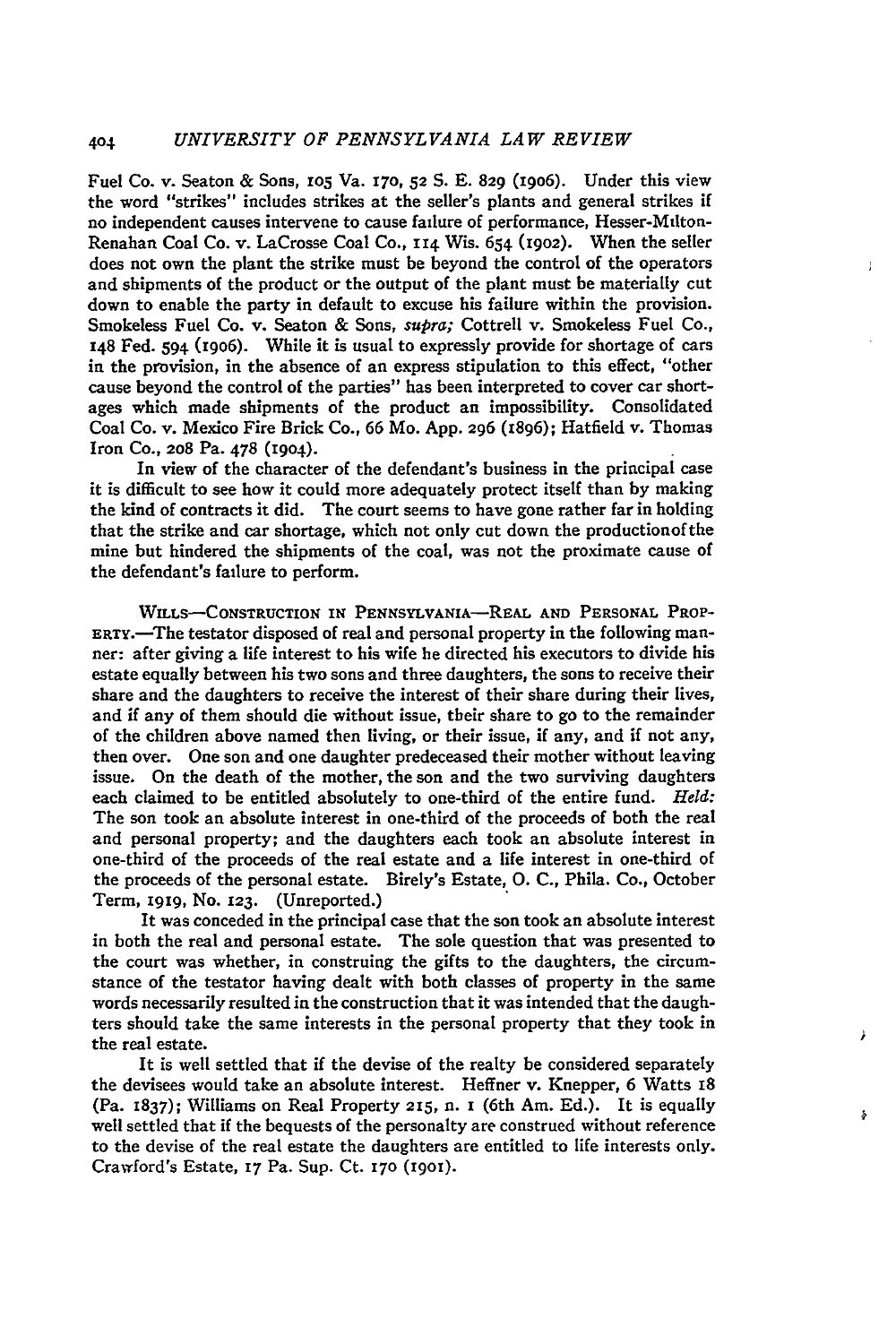Fuel Co. v. Seaton & Sons, 105 Va. 170, 52 S. E. 829 (1906). Under this view the word "strikes" includes strikes at the seller's plants and general strikes if no independent causes intervene to cause failure of performance, Hesser-Milton-Renahan Coal Co. v. LaCrosse Coal Co., 114 Wis. 654 (1902). When the seller does not own the plant the strike must be beyond the control of the operators and shipments of the product or the output of the plant must be materially cut down to enable the party in default to excuse his failure within the provision. Smokeless Fuel Co. v. Seaton & Sons, *supra;* Cottrell v. Smokeless Fuel Co., 148 Fed. 594 (1906). While it is usual to expressly provide for shortage of cars in the provision, in the absence of an express stipulation to this effect, "other cause beyond the control of the parties" has been interpreted to cover car shortages which made shipments of the product an impossibility. Consolidated Coal Co. v. Mexico Fire Brick Co., 66 Mo. App. 296 (1896); Hatfield v. Thomas Iron Co., 208 Pa. 478 (1904).

In view of the character of the defendant's business in the principal case it is difficult to see how it could more adequately protect itself than by making the kind of contracts it did. The court seems to have gone rather far in holding that the strike and car shortage, which not only cut down the production of the mine but hindered the shipments of the coal, was not the proximate cause of the defendant's failure to perform.

WILLS—CONSTRUCTION IN PENNSYLVANIA—REAL AND PERSONAL PROPERTY.—The testator disposed of real and personal property in the following manner: after giving a life interest to his wife he directed his executors to divide his estate equally between his two sons and three daughters, the sons to receive their share and the daughters to receive the interest of their share during their lives, and if any of them should die without issue, their share to go to the remainder of the children above named then living, or their issue, if any, and if not any, then over. One son and one daughter predeceased their mother without leaving issue. On the death of the mother, the son and the two surviving daughters each claimed to be entitled absolutely to one-third of the entire fund. *Held:* The son took an absolute interest in one-third of the proceeds of both the real and personal property; and the daughters each took an absolute interest in one-third of the proceeds of the real estate and a life interest in one-third of the proceeds of the personal estate. Birely's Estate, O. C., Phila. Co., October Term, 1919, No. 123. (Unreported.)

It was conceded in the principal case that the son took an absolute interest in both the real and personal estate. The sole question that was presented to the court was whether, in construing the gifts to the daughters, the circumstance of the testator having dealt with both classes of property in the same words necessarily resulted in the construction that it was intended that the daughters should take the same interests in the personal property that they took in the real estate.

It is well settled that if the devise of the realty be considered separately the devisees would take an absolute interest. Heffner v. Knepper, 6 Watts 18 (Pa. 1837); Williams on Real Property 215, n. 1 (6th Am. Ed.). It is equally well settled that if the bequests of the personalty are construed without reference to the devise of the real estate the daughters are entitled to life interests only. Crawford's Estate, 17 Pa. Sup. Ct. 170 (1901).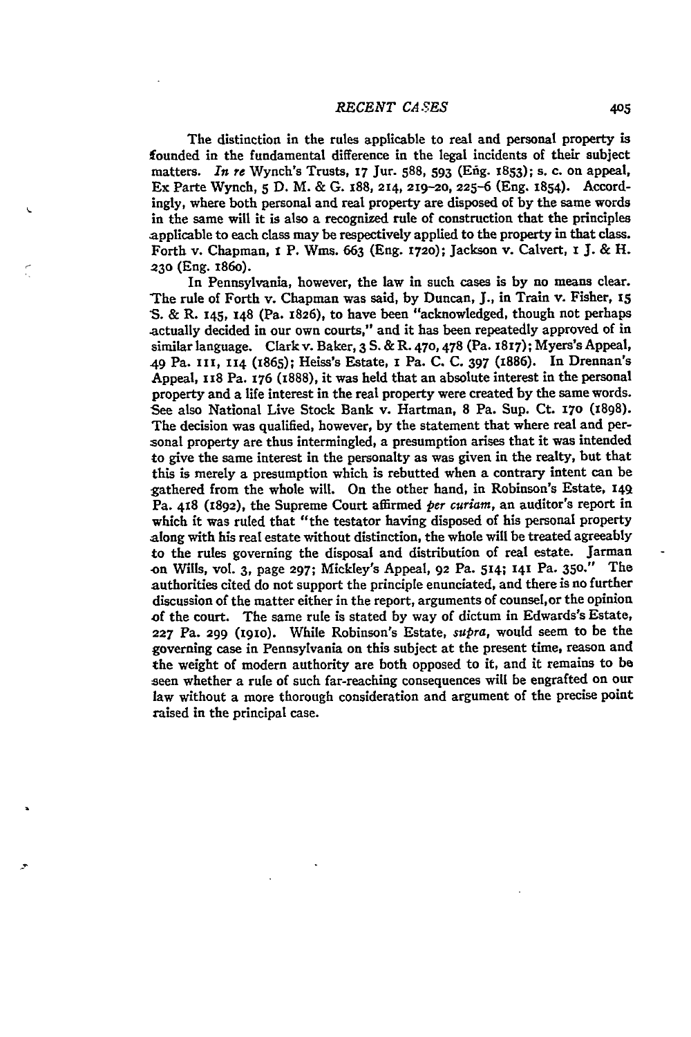The distinction in the rules applicable to real and personal property is founded in the fundamental difference in the legal incidents of their subject matters. *In re* Wynch's Trusts, 17 Jur. 588, 593 (Eng. 1853); s. c. on appeal, Ex Parte Wynch, 5 D. M. & G. 188, 214, 219–20, 225–6 (Eng. 1854). Accordingly, where both personal and real property are disposed of by the same words in the same will it is also a recognized rule of construction that the principles applicable to each class may be respectively applied to the property in that class. Forth v. Chapman, 1 P. Wms. 663 (Eng. 1720); Jackson v. Calvert, 1 J. & H. 230 (Eng. 1860).

In Pennsylvania, however, the law in such cases is by no means clear. The rule of Forth v. Chapman was said, by Duncan, J., in Train v. Fisher, 15 S. & R. 145, 148 (Pa. 1826), to have been "acknowledged, though not perhaps actually decided in our own courts," and it has been repeatedly approved of in similar language. Clark v. Baker, 3 S. & R. 470, 478 (Pa. 1817); Myers's Appeal, 49 Pa. 111, 114 (1865); Heiss's Estate, 1 Pa. C. C. 397 (1886). In Drennan's Appeal, 118 Pa. 176 (1888), it was held that an absolute interest in the personal property and a life interest in the real property were created by the same words. See also National Live Stock Bank v. Hartman, 8 Pa. Sup. Ct. 170 (1898). The decision was qualified, however, by the statement that where real and personal property are thus intermingled, a presumption arises that it was intended to give the same interest in the personalty as was given in the realty, but that this is merely a presumption which is rebutted when a contrary intent can be gathered from the whole will. On the other hand, in Robinson's Estate, 149 Pa. 418 (1892), the Supreme Court affirmed *per curiam*, an auditor's report in which it was ruled that "the testator having disposed of his personal property along with his real estate without distinction, the whole will be treated agreeably to the rules governing the disposal and distribution of real estate. Jarman on Wills, vol. 3, page 297; Mickley's Appeal, 92 Pa. 514; 141 Pa. 350." The authorities cited do not support the principle enunciated, and there is no further discussion of the matter either in the report, arguments of counsel, or the opinion of the court. The same rule is stated by way of dictum in Edwards's Estate, 227 Pa. 299 (1910). While Robinson's Estate, *supra*, would seem to be the governing case in Pennsylvania on this subject at the present time, reason and the weight of modern authority are both opposed to it, and it remains to be seen whether a rule of such far-reaching consequences will be engrafted on our law without a more thorough consideration and argument of the precise point raised in the principal case.